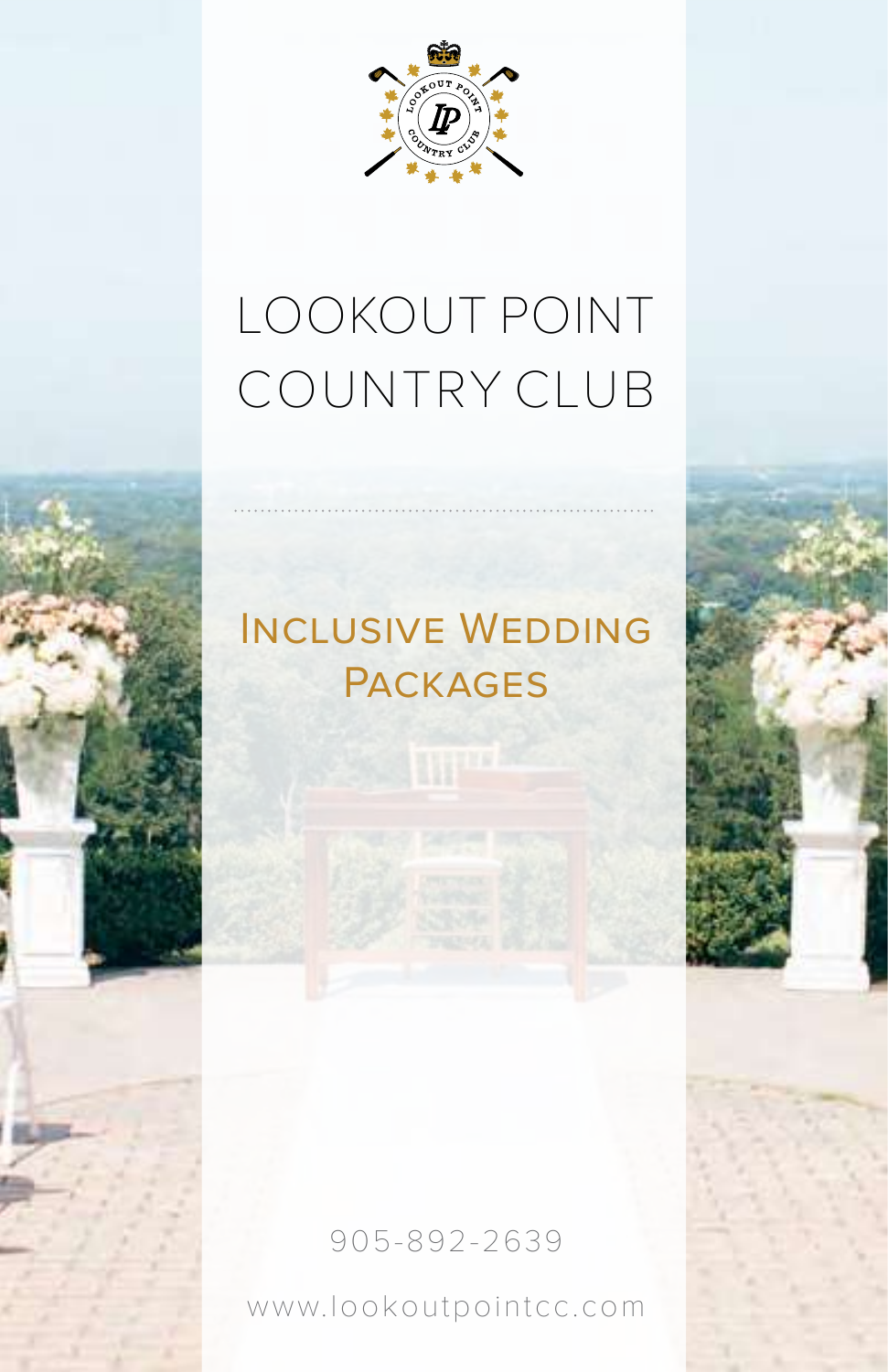# LOOKOUT POINT COUNTRY CLUB

## Inclusive Wedding Packages

905-892-2639

www.lookoutpointcc.com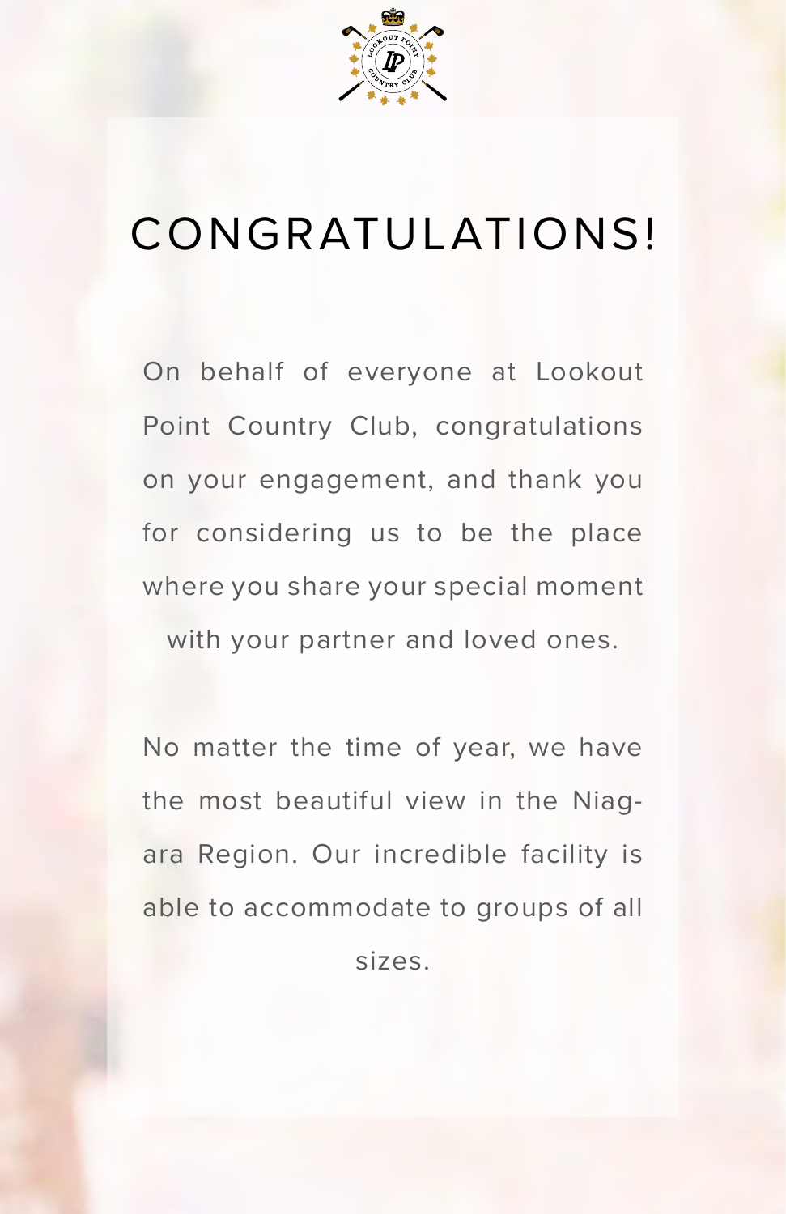# CONGRATULATIONS!

On behalf of everyone at Lookout Point Country Club, congratulations on your engagement, and thank you for considering us to be the place where you share your special moment with your partner and loved ones.

No matter the time of year, we have the most beautiful view in the Niagara Region. Our incredible facility is able to accommodate to groups of all sizes.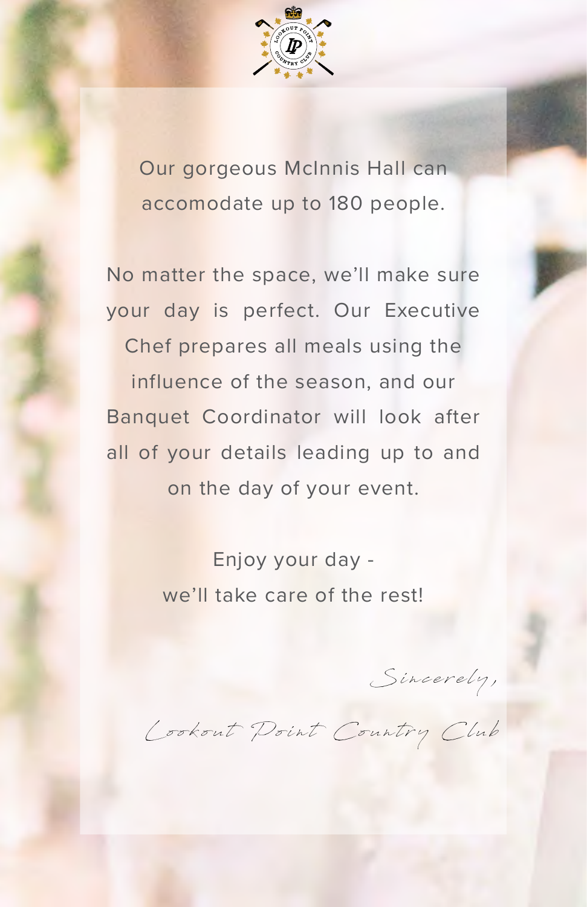Our gorgeous McInnis Hall can accomodate up to 180 people.

No matter the space, we'll make sure your day is perfect. Our Executive Chef prepares all meals using the influence of the season, and our Banquet Coordinator will look after all of your details leading up to and on the day of your event.

Enjoy your day -
we'll take care of the rest!

*Sincerely,*

*Lookout Point Country Club*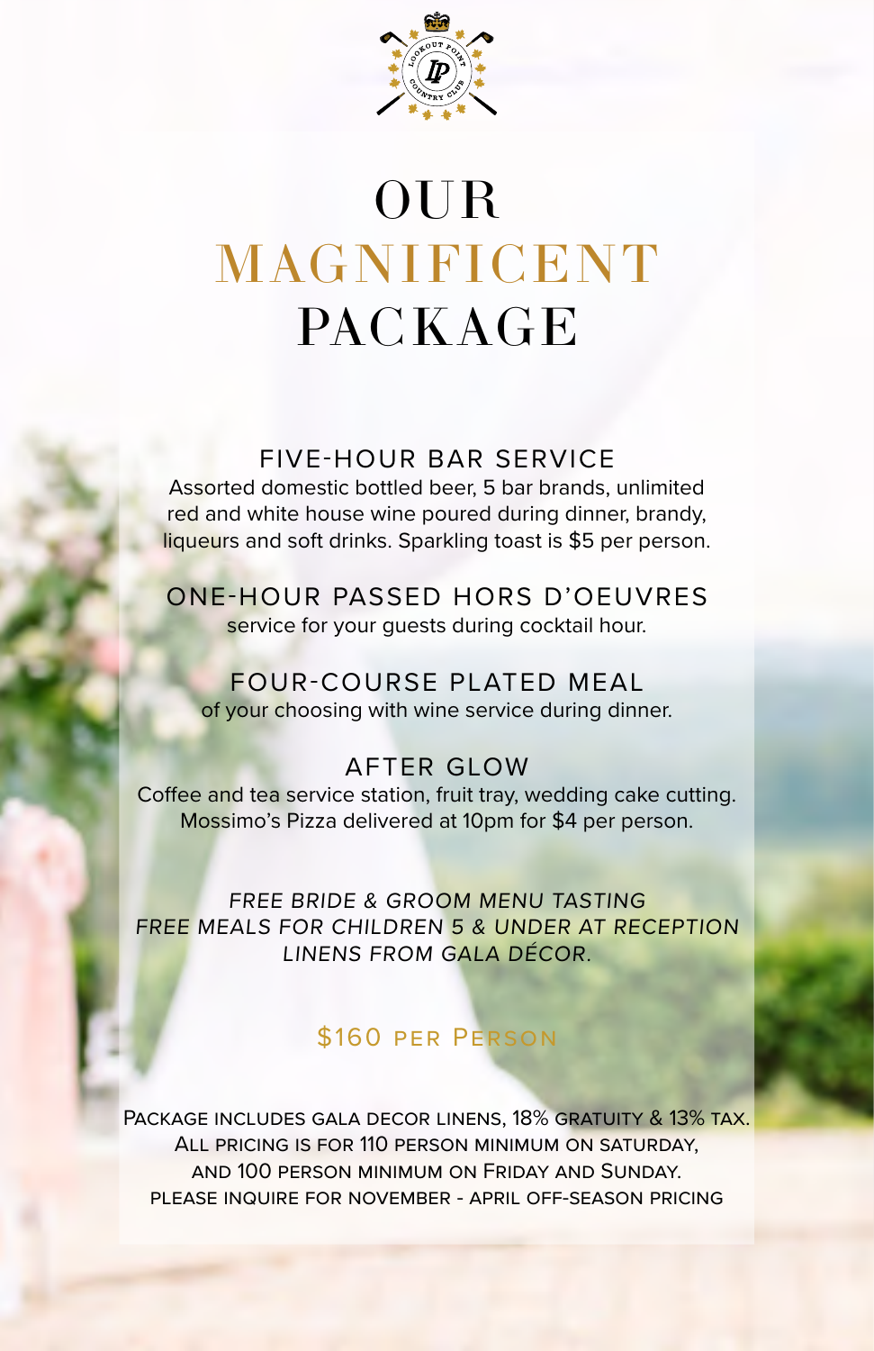# OUR MAGNIFICENT PACKAGE

## FIVE-HOUR BAR SERVICE

Assorted domestic bottled beer, 5 bar brands, unlimited red and white house wine poured during dinner, brandy, liqueurs and soft drinks. Sparkling toast is $5 per person.

## ONE-HOUR PASSED HORS D'OEUVRES

service for your guests during cocktail hour.

## FOUR-COURSE PLATED MEAL

of your choosing with wine service during dinner.

## AFTER GLOW

Coffee and tea service station, fruit tray, wedding cake cutting. Mossimo's Pizza delivered at 10pm for $4 per person.

*FREE BRIDE & GROOM MENU TASTING*
*FREE MEALS FOR CHILDREN 5 & UNDER AT RECEPTION*
*LINENS FROM GALA DÉCOR.*

**$160 PER PERSON**

PACKAGE INCLUDES GALA DECOR LINENS, 18% GRATUITY & 13% TAX.
ALL PRICING IS FOR 110 PERSON MINIMUM ON SATURDAY,
AND 100 PERSON MINIMUM ON FRIDAY AND SUNDAY.
PLEASE INQUIRE FOR NOVEMBER - APRIL OFF-SEASON PRICING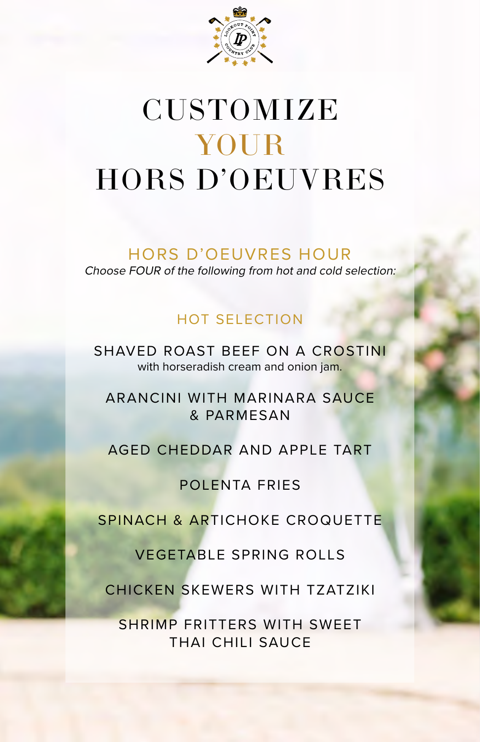# CUSTOMIZE YOUR HORS D'OEUVRES

## HORS D'OEUVRES HOUR

*Choose FOUR of the following from hot and cold selection:*

### HOT SELECTION

SHAVED ROAST BEEF ON A CROSTINI
with horseradish cream and onion jam.

ARANCINI WITH MARINARA SAUCE & PARMESAN

AGED CHEDDAR AND APPLE TART

POLENTA FRIES

SPINACH & ARTICHOKE CROQUETTE

VEGETABLE SPRING ROLLS

CHICKEN SKEWERS WITH TZATZIKI

SHRIMP FRITTERS WITH SWEET THAI CHILI SAUCE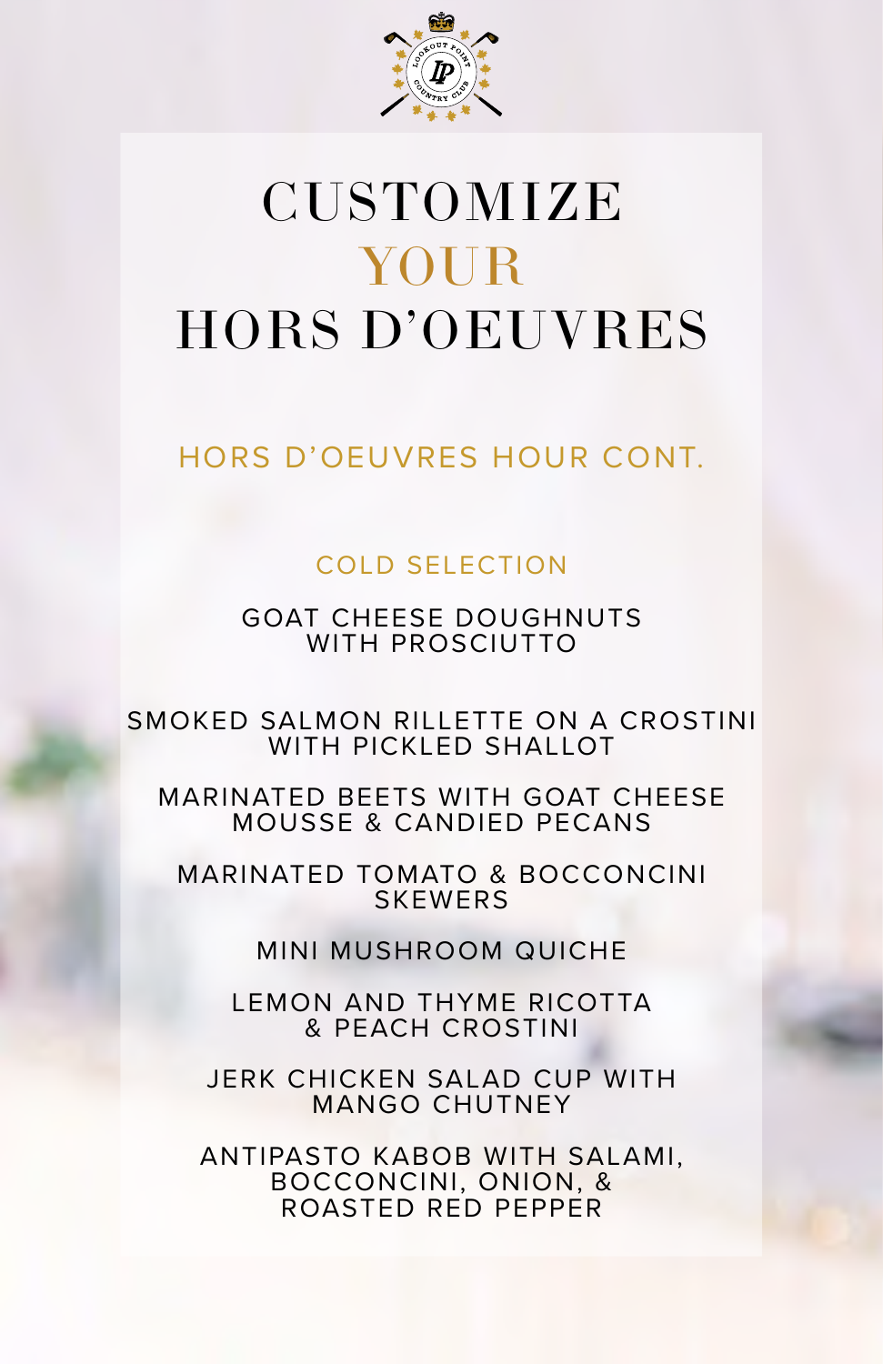# CUSTOMIZE YOUR HORS D'OEUVRES

## HORS D'OEUVRES HOUR CONT.

### COLD SELECTION

GOAT CHEESE DOUGHNUTS WITH PROSCIUTTO

SMOKED SALMON RILLETTE ON A CROSTINI WITH PICKLED SHALLOT

MARINATED BEETS WITH GOAT CHEESE MOUSSE & CANDIED PECANS

MARINATED TOMATO & BOCCONCINI SKEWERS

MINI MUSHROOM QUICHE

LEMON AND THYME RICOTTA & PEACH CROSTINI

JERK CHICKEN SALAD CUP WITH MANGO CHUTNEY

ANTIPASTO KABOB WITH SALAMI, BOCCONCINI, ONION, & ROASTED RED PEPPER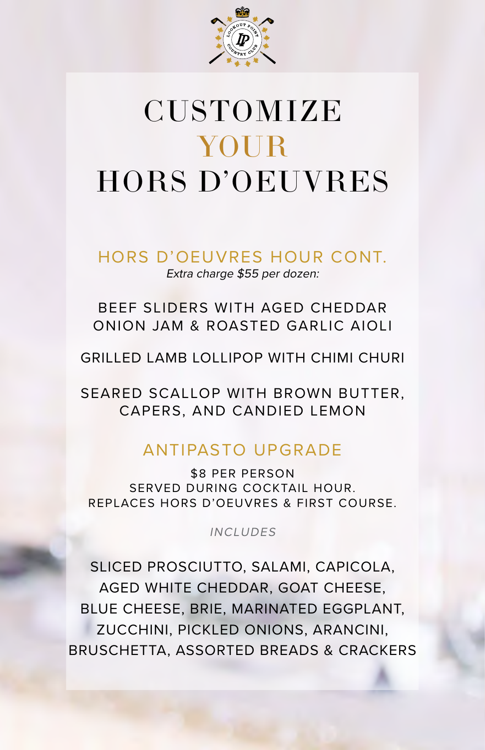# CUSTOMIZE YOUR HORS D'OEUVRES

## HORS D'OEUVRES HOUR CONT.

*Extra charge $55 per dozen:*

BEEF SLIDERS WITH AGED CHEDDAR ONION JAM & ROASTED GARLIC AIOLI

GRILLED LAMB LOLLIPOP WITH CHIMI CHURI

SEARED SCALLOP WITH BROWN BUTTER, CAPERS, AND CANDIED LEMON

## ANTIPASTO UPGRADE

$8 PER PERSON
SERVED DURING COCKTAIL HOUR.
REPLACES HORS D'OEUVRES & FIRST COURSE.

*INCLUDES*

SLICED PROSCIUTTO, SALAMI, CAPICOLA, AGED WHITE CHEDDAR, GOAT CHEESE, BLUE CHEESE, BRIE, MARINATED EGGPLANT, ZUCCHINI, PICKLED ONIONS, ARANCINI, BRUSCHETTA, ASSORTED BREADS & CRACKERS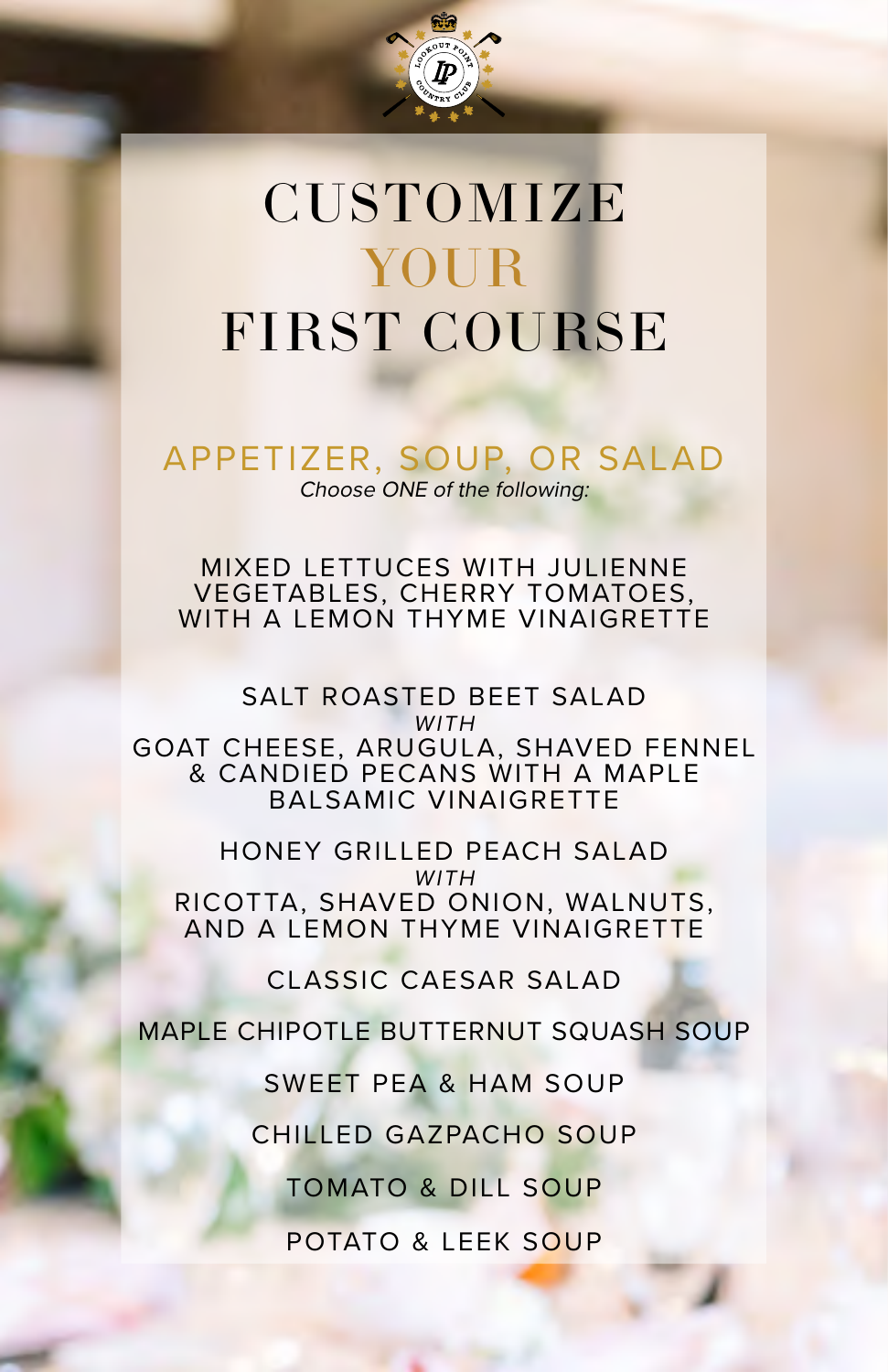# CUSTOMIZE YOUR FIRST COURSE

## APPETIZER, SOUP, OR SALAD

*Choose ONE of the following:*

MIXED LETTUCES WITH JULIENNE VEGETABLES, CHERRY TOMATOES, WITH A LEMON THYME VINAIGRETTE

SALT ROASTED BEET SALAD
*WITH*
GOAT CHEESE, ARUGULA, SHAVED FENNEL & CANDIED PECANS WITH A MAPLE BALSAMIC VINAIGRETTE

HONEY GRILLED PEACH SALAD
*WITH*
RICOTTA, SHAVED ONION, WALNUTS, AND A LEMON THYME VINAIGRETTE

CLASSIC CAESAR SALAD

MAPLE CHIPOTLE BUTTERNUT SQUASH SOUP

SWEET PEA & HAM SOUP

CHILLED GAZPACHO SOUP

TOMATO & DILL SOUP

POTATO & LEEK SOUP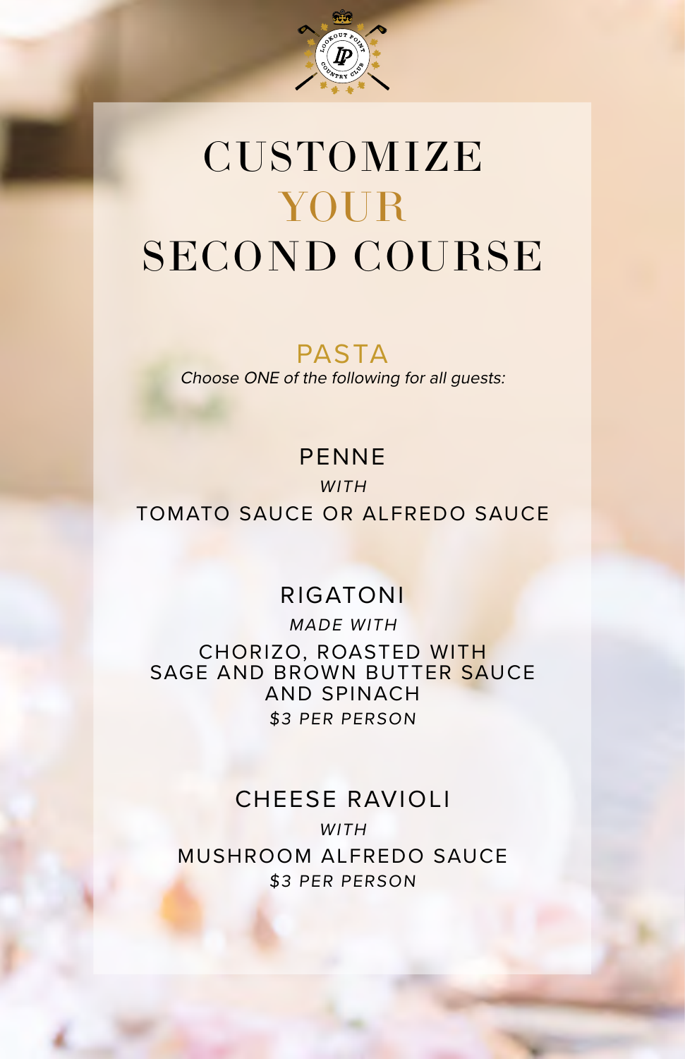# CUSTOMIZE YOUR SECOND COURSE

## PASTA

*Choose ONE of the following for all guests:*

### PENNE

*WITH*

TOMATO SAUCE OR ALFREDO SAUCE

### RIGATONI

*MADE WITH*

CHORIZO, ROASTED WITH SAGE AND BROWN BUTTER SAUCE AND SPINACH

*$3 PER PERSON*

### CHEESE RAVIOLI

*WITH*

MUSHROOM ALFREDO SAUCE

*$3 PER PERSON*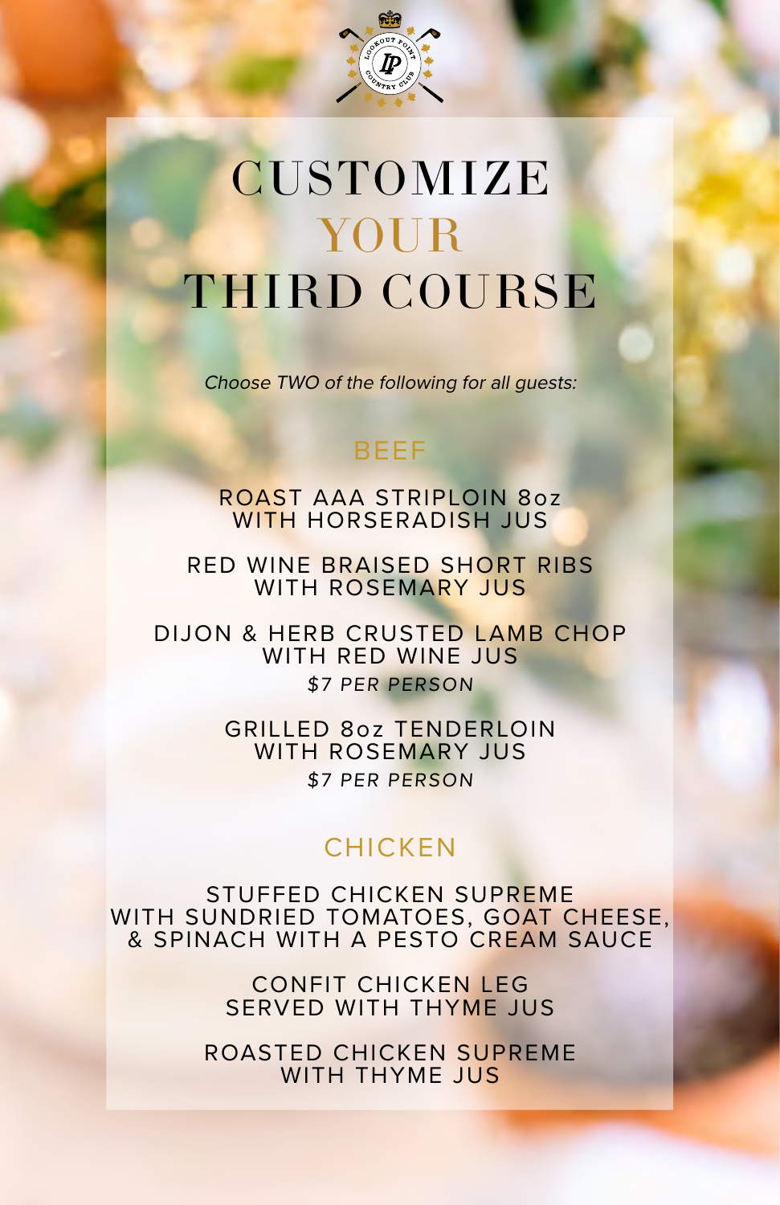# CUSTOMIZE YOUR THIRD COURSE

*Choose TWO of the following for all guests:*

## BEEF

ROAST AAA STRIPLOIN 8oz
WITH HORSERADISH JUS

RED WINE BRAISED SHORT RIBS
WITH ROSEMARY JUS

DIJON & HERB CRUSTED LAMB CHOP
WITH RED WINE JUS
*$7 PER PERSON*

GRILLED 8oz TENDERLOIN
WITH ROSEMARY JUS
*$7 PER PERSON*

## CHICKEN

STUFFED CHICKEN SUPREME
WITH SUNDRIED TOMATOES, GOAT CHEESE, & SPINACH WITH A PESTO CREAM SAUCE

CONFIT CHICKEN LEG
SERVED WITH THYME JUS

ROASTED CHICKEN SUPREME
WITH THYME JUS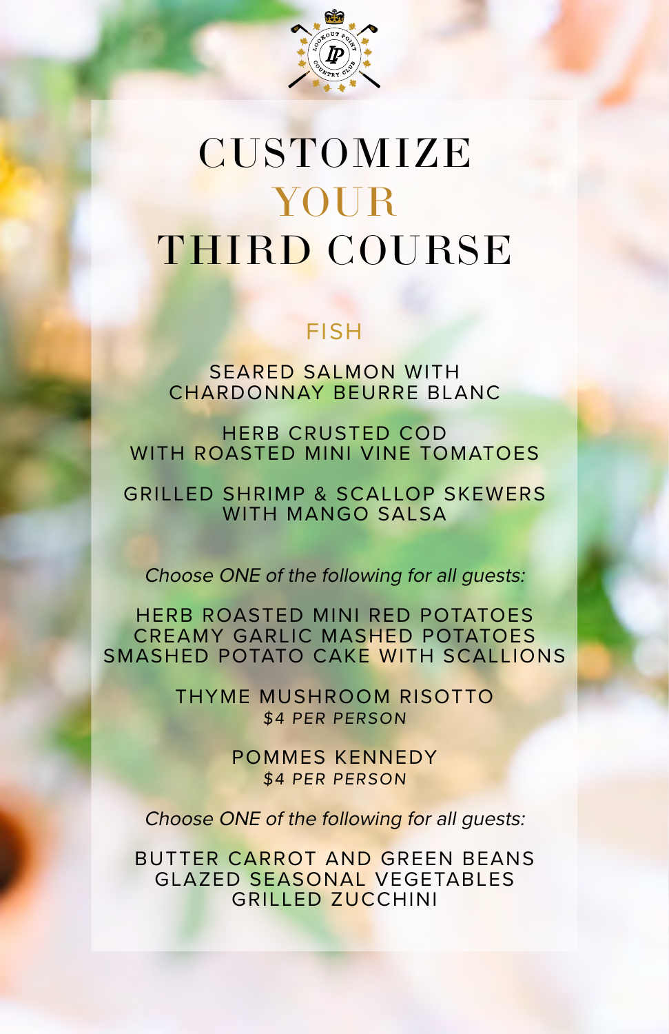# CUSTOMIZE YOUR THIRD COURSE

## FISH

SEARED SALMON WITH CHARDONNAY BEURRE BLANC

HERB CRUSTED COD WITH ROASTED MINI VINE TOMATOES

GRILLED SHRIMP & SCALLOP SKEWERS WITH MANGO SALSA

*Choose ONE of the following for all guests:*

HERB ROASTED MINI RED POTATOES
CREAMY GARLIC MASHED POTATOES
SMASHED POTATO CAKE WITH SCALLIONS

THYME MUSHROOM RISOTTO
*$4 PER PERSON*

POMMES KENNEDY
*$4 PER PERSON*

*Choose ONE of the following for all guests:*

BUTTER CARROT AND GREEN BEANS
GLAZED SEASONAL VEGETABLES
GRILLED ZUCCHINI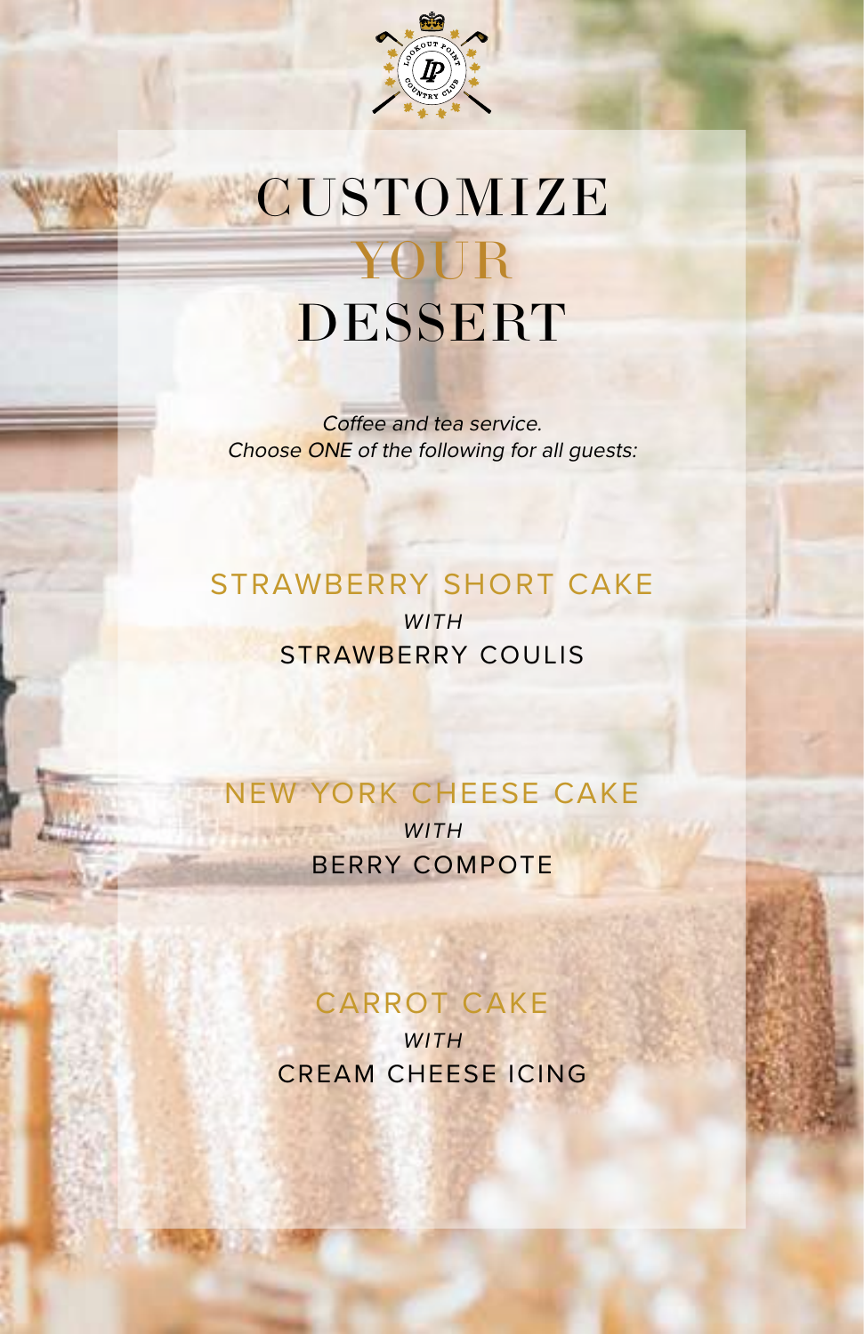# CUSTOMIZE YOUR DESSERT

*Coffee and tea service.*
*Choose ONE of the following for all guests:*

## STRAWBERRY SHORT CAKE
*WITH*
STRAWBERRY COULIS

## NEW YORK CHEESE CAKE
*WITH*
BERRY COMPOTE

## CARROT CAKE
*WITH*
CREAM CHEESE ICING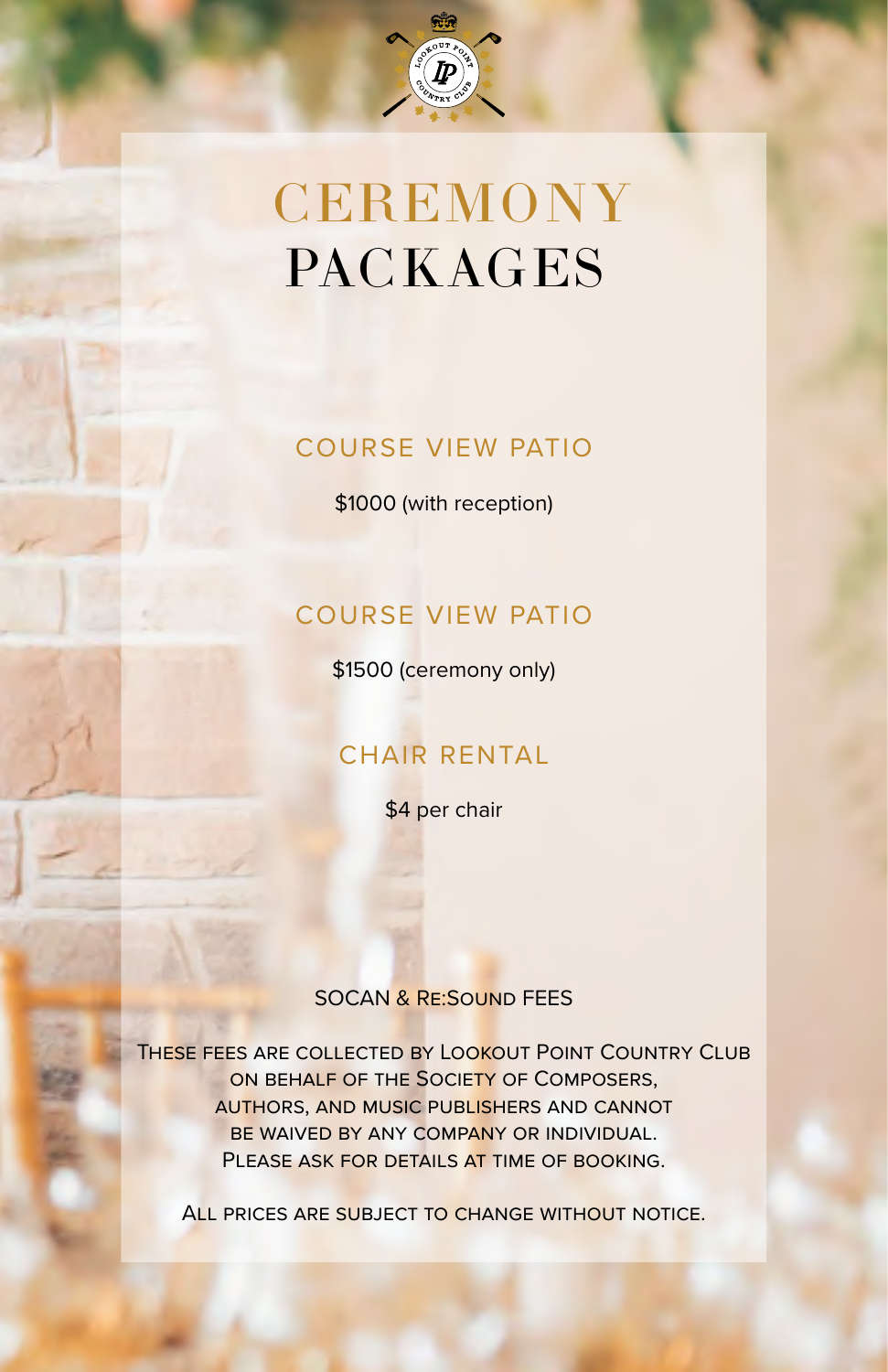# CEREMONY PACKAGES

## COURSE VIEW PATIO

$1000 (with reception)

## COURSE VIEW PATIO

$1500 (ceremony only)

## CHAIR RENTAL

$4 per chair

SOCAN & RE:SOUND FEES

THESE FEES ARE COLLECTED BY LOOKOUT POINT COUNTRY CLUB ON BEHALF OF THE SOCIETY OF COMPOSERS, AUTHORS, AND MUSIC PUBLISHERS AND CANNOT BE WAIVED BY ANY COMPANY OR INDIVIDUAL. PLEASE ASK FOR DETAILS AT TIME OF BOOKING.

ALL PRICES ARE SUBJECT TO CHANGE WITHOUT NOTICE.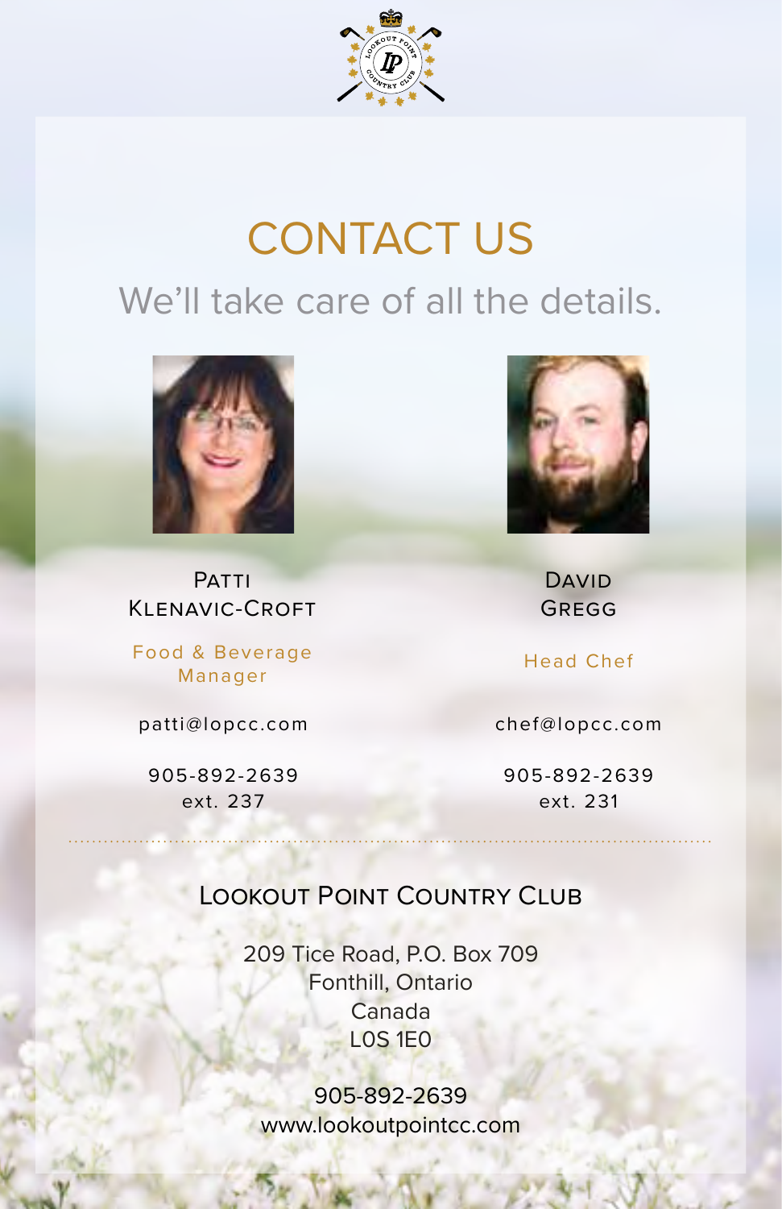# CONTACT US

We'll take care of all the details.

**Patti Klenavic-Croft**

Food & Beverage Manager

patti@lopcc.com

905-892-2639
ext. 237

**David Gregg**

Head Chef

chef@lopcc.com

905-892-2639
ext. 231

---

**Lookout Point Country Club**

209 Tice Road, P.O. Box 709
Fonthill, Ontario
Canada
L0S 1E0

905-892-2639
www.lookoutpointcc.com